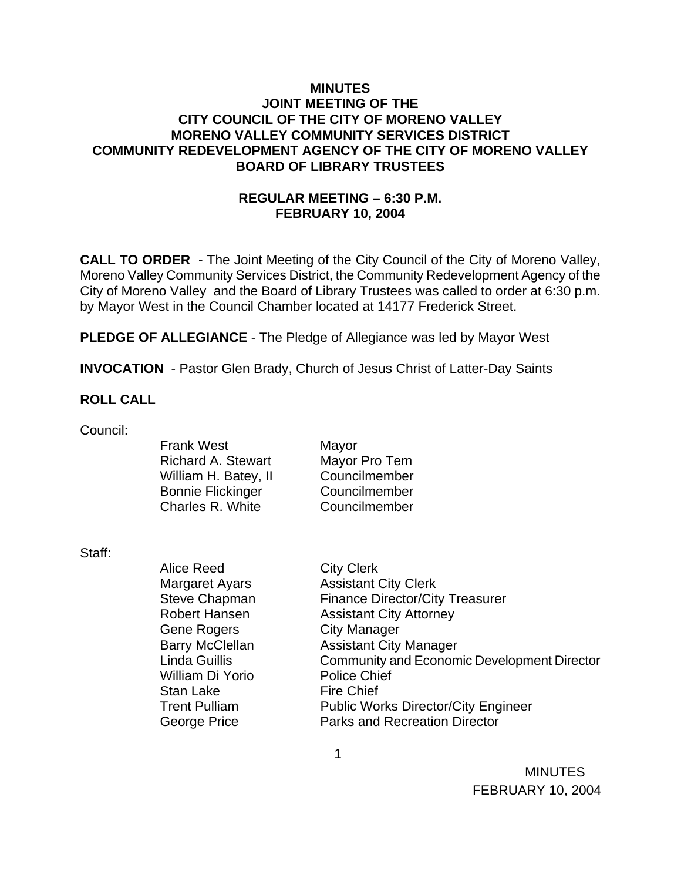# MINUTES
## JOINT MEETING OF THE
## CITY COUNCIL OF THE CITY OF MORENO VALLEY
## MORENO VALLEY COMMUNITY SERVICES DISTRICT
## COMMUNITY REDEVELOPMENT AGENCY OF THE CITY OF MORENO VALLEY
## BOARD OF LIBRARY TRUSTEES

### REGULAR MEETING – 6:30 P.M.
### FEBRUARY 10, 2004

**CALL TO ORDER** - The Joint Meeting of the City Council of the City of Moreno Valley, Moreno Valley Community Services District, the Community Redevelopment Agency of the City of Moreno Valley and the Board of Library Trustees was called to order at 6:30 p.m. by Mayor West in the Council Chamber located at 14177 Frederick Street.

**PLEDGE OF ALLEGIANCE** - The Pledge of Allegiance was led by Mayor West

**INVOCATION** - Pastor Glen Brady, Church of Jesus Christ of Latter-Day Saints

**ROLL CALL**

Council:

| | |
|---|---|
| Frank West | Mayor |
| Richard A. Stewart | Mayor Pro Tem |
| William H. Batey, II | Councilmember |
| Bonnie Flickinger | Councilmember |
| Charles R. White | Councilmember |

Staff:

| | |
|---|---|
| Alice Reed | City Clerk |
| Margaret Ayars | Assistant City Clerk |
| Steve Chapman | Finance Director/City Treasurer |
| Robert Hansen | Assistant City Attorney |
| Gene Rogers | City Manager |
| Barry McClellan | Assistant City Manager |
| Linda Guillis | Community and Economic Development Director |
| William Di Yorio | Police Chief |
| Stan Lake | Fire Chief |
| Trent Pulliam | Public Works Director/City Engineer |
| George Price | Parks and Recreation Director |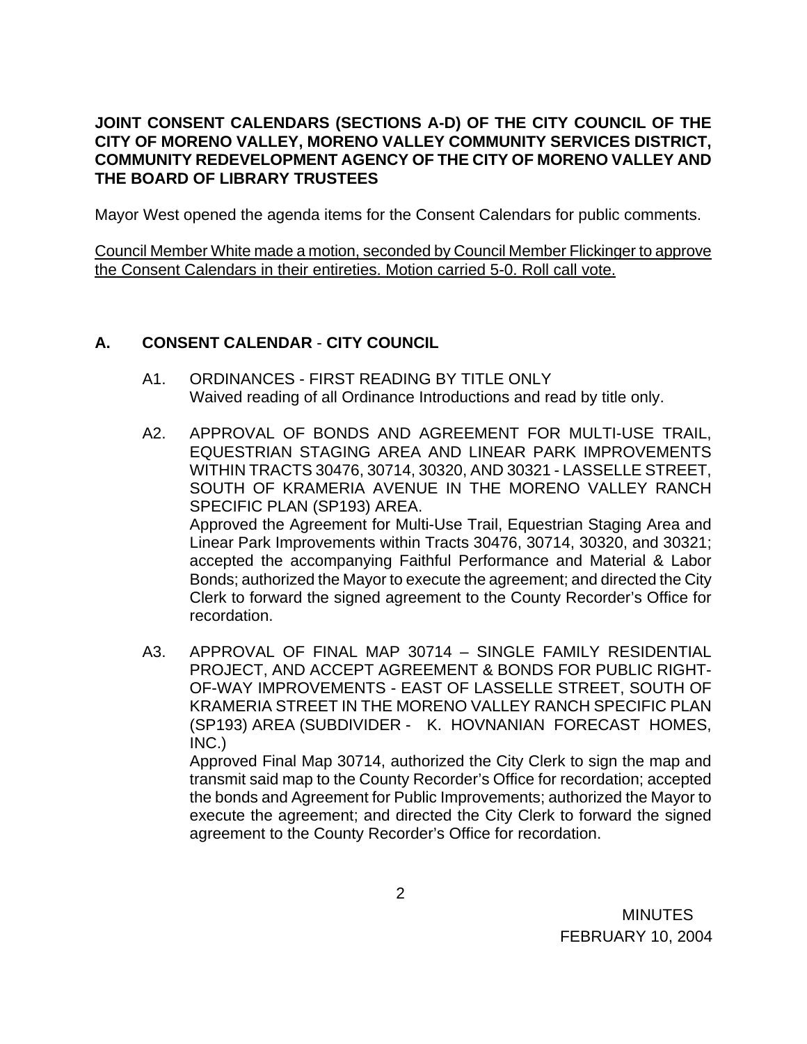**JOINT CONSENT CALENDARS (SECTIONS A-D) OF THE CITY COUNCIL OF THE CITY OF MORENO VALLEY, MORENO VALLEY COMMUNITY SERVICES DISTRICT, COMMUNITY REDEVELOPMENT AGENCY OF THE CITY OF MORENO VALLEY AND THE BOARD OF LIBRARY TRUSTEES**

Mayor West opened the agenda items for the Consent Calendars for public comments.

<u>Council Member White made a motion, seconded by Council Member Flickinger to approve the Consent Calendars in their entireties. Motion carried 5-0. Roll call vote.</u>

## A. CONSENT CALENDAR - CITY COUNCIL

A1. ORDINANCES - FIRST READING BY TITLE ONLY
Waived reading of all Ordinance Introductions and read by title only.

A2. APPROVAL OF BONDS AND AGREEMENT FOR MULTI-USE TRAIL, EQUESTRIAN STAGING AREA AND LINEAR PARK IMPROVEMENTS WITHIN TRACTS 30476, 30714, 30320, AND 30321 - LASSELLE STREET, SOUTH OF KRAMERIA AVENUE IN THE MORENO VALLEY RANCH SPECIFIC PLAN (SP193) AREA.
Approved the Agreement for Multi-Use Trail, Equestrian Staging Area and Linear Park Improvements within Tracts 30476, 30714, 30320, and 30321; accepted the accompanying Faithful Performance and Material & Labor Bonds; authorized the Mayor to execute the agreement; and directed the City Clerk to forward the signed agreement to the County Recorder's Office for recordation.

A3. APPROVAL OF FINAL MAP 30714 – SINGLE FAMILY RESIDENTIAL PROJECT, AND ACCEPT AGREEMENT & BONDS FOR PUBLIC RIGHT-OF-WAY IMPROVEMENTS - EAST OF LASSELLE STREET, SOUTH OF KRAMERIA STREET IN THE MORENO VALLEY RANCH SPECIFIC PLAN (SP193) AREA (SUBDIVIDER - K. HOVNANIAN FORECAST HOMES, INC.)
Approved Final Map 30714, authorized the City Clerk to sign the map and transmit said map to the County Recorder's Office for recordation; accepted the bonds and Agreement for Public Improvements; authorized the Mayor to execute the agreement; and directed the City Clerk to forward the signed agreement to the County Recorder's Office for recordation.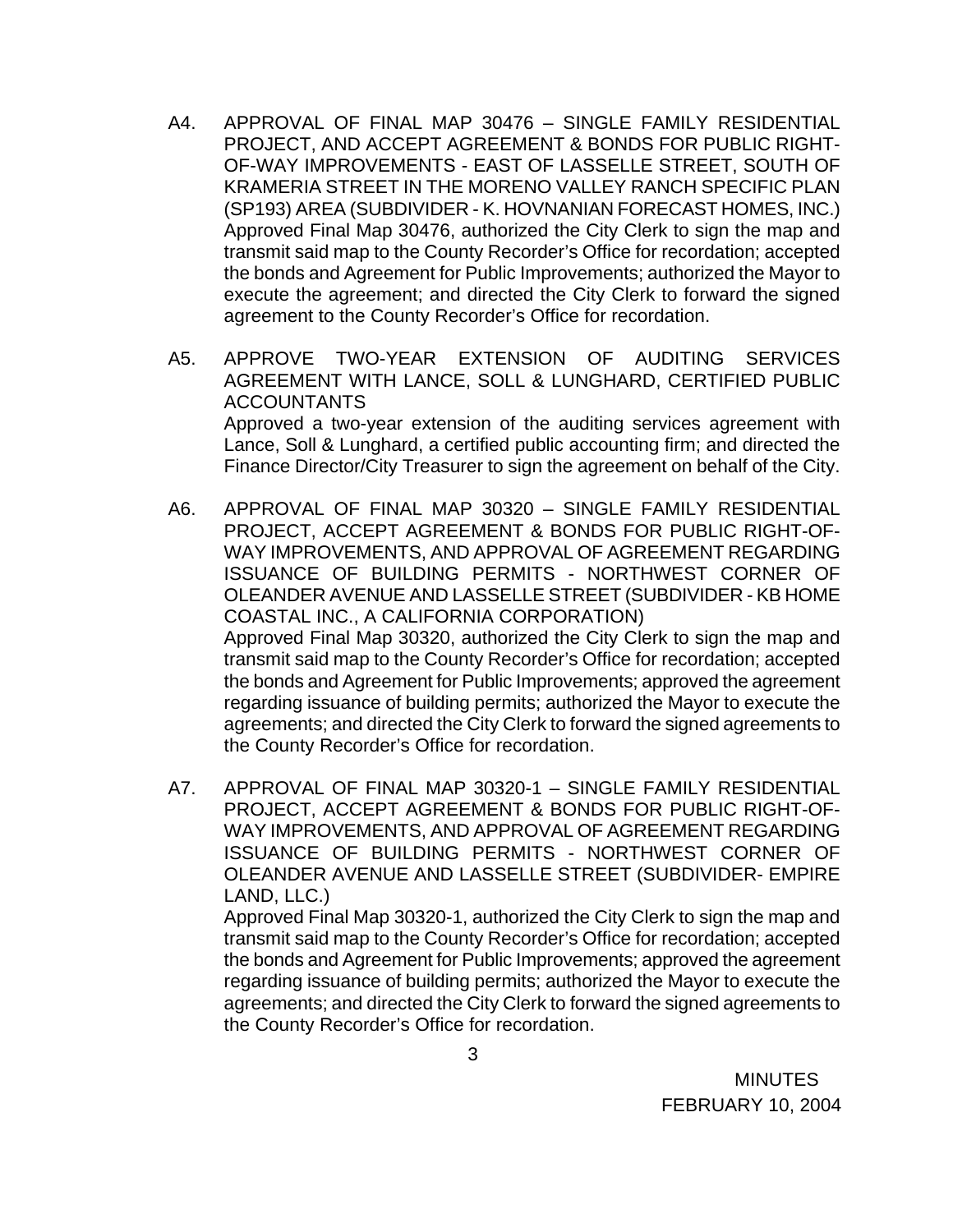A4. APPROVAL OF FINAL MAP 30476 – SINGLE FAMILY RESIDENTIAL PROJECT, AND ACCEPT AGREEMENT & BONDS FOR PUBLIC RIGHT-OF-WAY IMPROVEMENTS - EAST OF LASSELLE STREET, SOUTH OF KRAMERIA STREET IN THE MORENO VALLEY RANCH SPECIFIC PLAN (SP193) AREA (SUBDIVIDER - K. HOVNANIAN FORECAST HOMES, INC.)

Approved Final Map 30476, authorized the City Clerk to sign the map and transmit said map to the County Recorder's Office for recordation; accepted the bonds and Agreement for Public Improvements; authorized the Mayor to execute the agreement; and directed the City Clerk to forward the signed agreement to the County Recorder's Office for recordation.

A5. APPROVE TWO-YEAR EXTENSION OF AUDITING SERVICES AGREEMENT WITH LANCE, SOLL & LUNGHARD, CERTIFIED PUBLIC ACCOUNTANTS

Approved a two-year extension of the auditing services agreement with Lance, Soll & Lunghard, a certified public accounting firm; and directed the Finance Director/City Treasurer to sign the agreement on behalf of the City.

A6. APPROVAL OF FINAL MAP 30320 – SINGLE FAMILY RESIDENTIAL PROJECT, ACCEPT AGREEMENT & BONDS FOR PUBLIC RIGHT-OF-WAY IMPROVEMENTS, AND APPROVAL OF AGREEMENT REGARDING ISSUANCE OF BUILDING PERMITS - NORTHWEST CORNER OF OLEANDER AVENUE AND LASSELLE STREET (SUBDIVIDER - KB HOME COASTAL INC., A CALIFORNIA CORPORATION)

Approved Final Map 30320, authorized the City Clerk to sign the map and transmit said map to the County Recorder's Office for recordation; accepted the bonds and Agreement for Public Improvements; approved the agreement regarding issuance of building permits; authorized the Mayor to execute the agreements; and directed the City Clerk to forward the signed agreements to the County Recorder's Office for recordation.

A7. APPROVAL OF FINAL MAP 30320-1 – SINGLE FAMILY RESIDENTIAL PROJECT, ACCEPT AGREEMENT & BONDS FOR PUBLIC RIGHT-OF-WAY IMPROVEMENTS, AND APPROVAL OF AGREEMENT REGARDING ISSUANCE OF BUILDING PERMITS - NORTHWEST CORNER OF OLEANDER AVENUE AND LASSELLE STREET (SUBDIVIDER- EMPIRE LAND, LLC.)

Approved Final Map 30320-1, authorized the City Clerk to sign the map and transmit said map to the County Recorder's Office for recordation; accepted the bonds and Agreement for Public Improvements; approved the agreement regarding issuance of building permits; authorized the Mayor to execute the agreements; and directed the City Clerk to forward the signed agreements to the County Recorder's Office for recordation.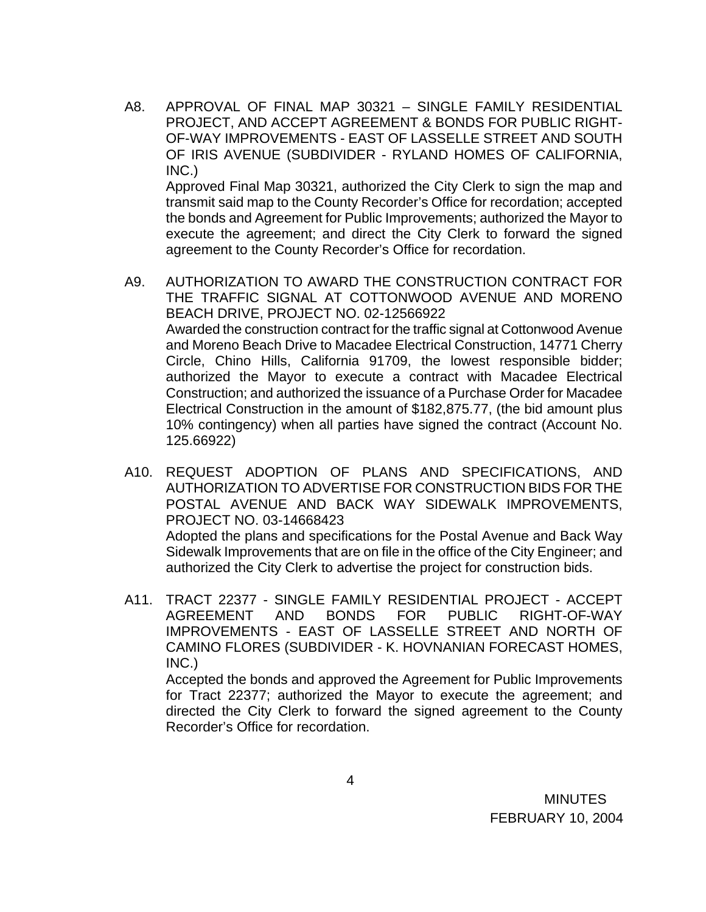A8. APPROVAL OF FINAL MAP 30321 – SINGLE FAMILY RESIDENTIAL PROJECT, AND ACCEPT AGREEMENT & BONDS FOR PUBLIC RIGHT-OF-WAY IMPROVEMENTS - EAST OF LASSELLE STREET AND SOUTH OF IRIS AVENUE (SUBDIVIDER - RYLAND HOMES OF CALIFORNIA, INC.)

Approved Final Map 30321, authorized the City Clerk to sign the map and transmit said map to the County Recorder's Office for recordation; accepted the bonds and Agreement for Public Improvements; authorized the Mayor to execute the agreement; and direct the City Clerk to forward the signed agreement to the County Recorder's Office for recordation.

A9. AUTHORIZATION TO AWARD THE CONSTRUCTION CONTRACT FOR THE TRAFFIC SIGNAL AT COTTONWOOD AVENUE AND MORENO BEACH DRIVE, PROJECT NO. 02-12566922

Awarded the construction contract for the traffic signal at Cottonwood Avenue and Moreno Beach Drive to Macadee Electrical Construction, 14771 Cherry Circle, Chino Hills, California 91709, the lowest responsible bidder; authorized the Mayor to execute a contract with Macadee Electrical Construction; and authorized the issuance of a Purchase Order for Macadee Electrical Construction in the amount of $182,875.77, (the bid amount plus 10% contingency) when all parties have signed the contract (Account No. 125.66922)

A10. REQUEST ADOPTION OF PLANS AND SPECIFICATIONS, AND AUTHORIZATION TO ADVERTISE FOR CONSTRUCTION BIDS FOR THE POSTAL AVENUE AND BACK WAY SIDEWALK IMPROVEMENTS, PROJECT NO. 03-14668423

Adopted the plans and specifications for the Postal Avenue and Back Way Sidewalk Improvements that are on file in the office of the City Engineer; and authorized the City Clerk to advertise the project for construction bids.

A11. TRACT 22377 - SINGLE FAMILY RESIDENTIAL PROJECT - ACCEPT AGREEMENT AND BONDS FOR PUBLIC RIGHT-OF-WAY IMPROVEMENTS - EAST OF LASSELLE STREET AND NORTH OF CAMINO FLORES (SUBDIVIDER - K. HOVNANIAN FORECAST HOMES, INC.)

Accepted the bonds and approved the Agreement for Public Improvements for Tract 22377; authorized the Mayor to execute the agreement; and directed the City Clerk to forward the signed agreement to the County Recorder's Office for recordation.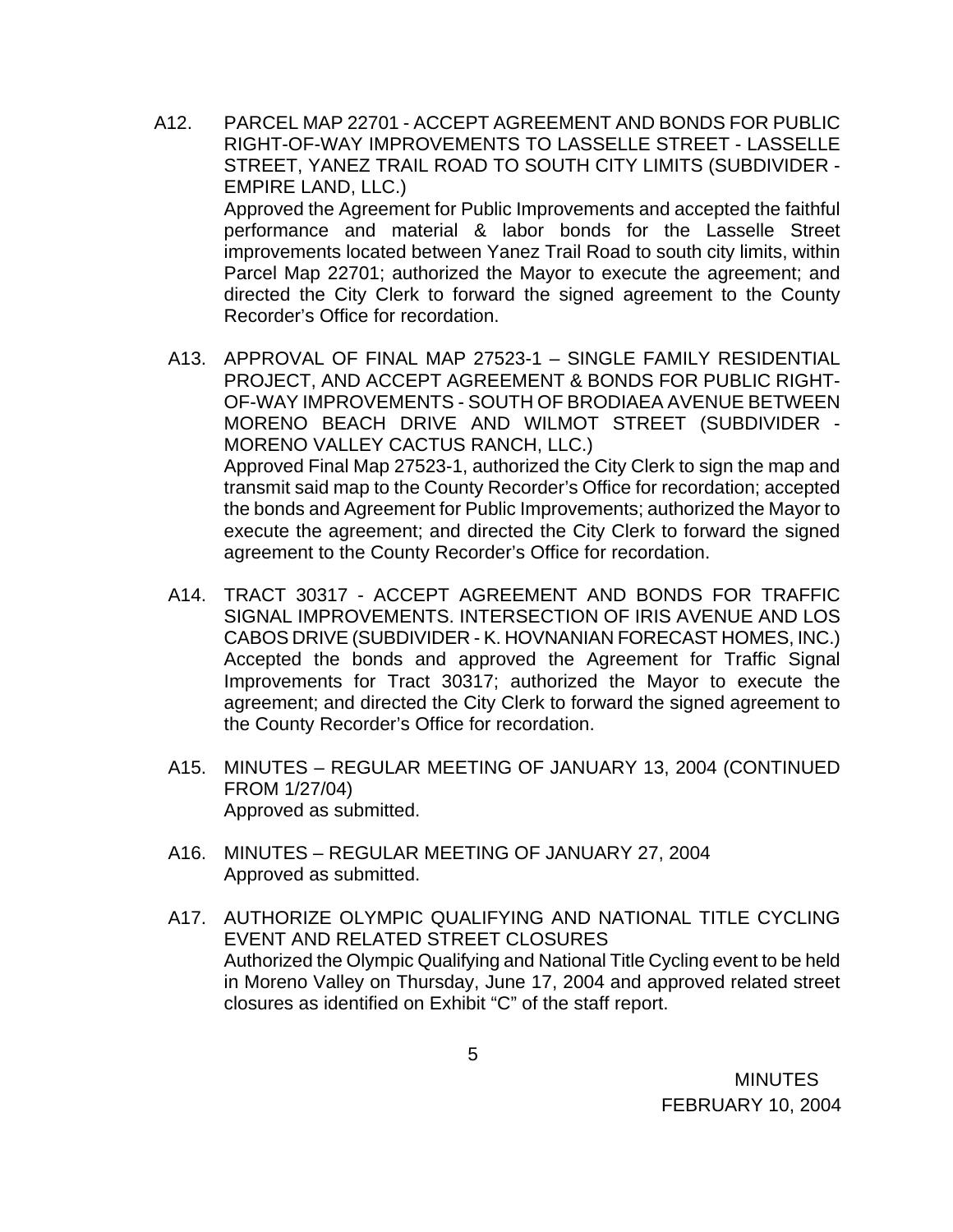A12. PARCEL MAP 22701 - ACCEPT AGREEMENT AND BONDS FOR PUBLIC RIGHT-OF-WAY IMPROVEMENTS TO LASSELLE STREET - LASSELLE STREET, YANEZ TRAIL ROAD TO SOUTH CITY LIMITS (SUBDIVIDER - EMPIRE LAND, LLC.)

Approved the Agreement for Public Improvements and accepted the faithful performance and material & labor bonds for the Lasselle Street improvements located between Yanez Trail Road to south city limits, within Parcel Map 22701; authorized the Mayor to execute the agreement; and directed the City Clerk to forward the signed agreement to the County Recorder's Office for recordation.

A13. APPROVAL OF FINAL MAP 27523-1 – SINGLE FAMILY RESIDENTIAL PROJECT, AND ACCEPT AGREEMENT & BONDS FOR PUBLIC RIGHT-OF-WAY IMPROVEMENTS - SOUTH OF BRODIAEA AVENUE BETWEEN MORENO BEACH DRIVE AND WILMOT STREET (SUBDIVIDER - MORENO VALLEY CACTUS RANCH, LLC.)

Approved Final Map 27523-1, authorized the City Clerk to sign the map and transmit said map to the County Recorder's Office for recordation; accepted the bonds and Agreement for Public Improvements; authorized the Mayor to execute the agreement; and directed the City Clerk to forward the signed agreement to the County Recorder's Office for recordation.

A14. TRACT 30317 - ACCEPT AGREEMENT AND BONDS FOR TRAFFIC SIGNAL IMPROVEMENTS. INTERSECTION OF IRIS AVENUE AND LOS CABOS DRIVE (SUBDIVIDER - K. HOVNANIAN FORECAST HOMES, INC.)

Accepted the bonds and approved the Agreement for Traffic Signal Improvements for Tract 30317; authorized the Mayor to execute the agreement; and directed the City Clerk to forward the signed agreement to the County Recorder's Office for recordation.

A15. MINUTES – REGULAR MEETING OF JANUARY 13, 2004 (CONTINUED FROM 1/27/04)

Approved as submitted.

A16. MINUTES – REGULAR MEETING OF JANUARY 27, 2004

Approved as submitted.

A17. AUTHORIZE OLYMPIC QUALIFYING AND NATIONAL TITLE CYCLING EVENT AND RELATED STREET CLOSURES

Authorized the Olympic Qualifying and National Title Cycling event to be held in Moreno Valley on Thursday, June 17, 2004 and approved related street closures as identified on Exhibit "C" of the staff report.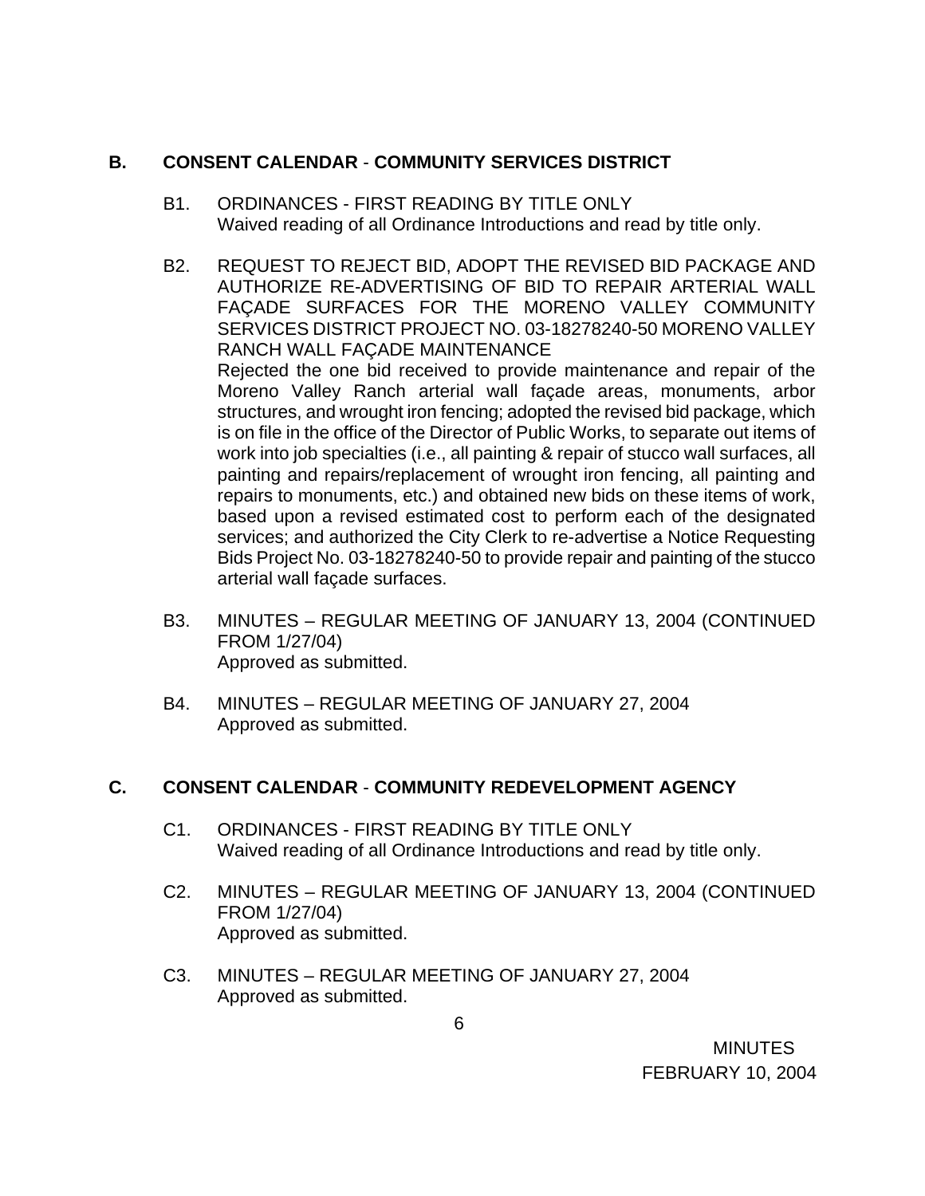## B. CONSENT CALENDAR - COMMUNITY SERVICES DISTRICT

B1. ORDINANCES - FIRST READING BY TITLE ONLY
Waived reading of all Ordinance Introductions and read by title only.

B2. REQUEST TO REJECT BID, ADOPT THE REVISED BID PACKAGE AND AUTHORIZE RE-ADVERTISING OF BID TO REPAIR ARTERIAL WALL FAÇADE SURFACES FOR THE MORENO VALLEY COMMUNITY SERVICES DISTRICT PROJECT NO. 03-18278240-50 MORENO VALLEY RANCH WALL FAÇADE MAINTENANCE
Rejected the one bid received to provide maintenance and repair of the Moreno Valley Ranch arterial wall façade areas, monuments, arbor structures, and wrought iron fencing; adopted the revised bid package, which is on file in the office of the Director of Public Works, to separate out items of work into job specialties (i.e., all painting & repair of stucco wall surfaces, all painting and repairs/replacement of wrought iron fencing, all painting and repairs to monuments, etc.) and obtained new bids on these items of work, based upon a revised estimated cost to perform each of the designated services; and authorized the City Clerk to re-advertise a Notice Requesting Bids Project No. 03-18278240-50 to provide repair and painting of the stucco arterial wall façade surfaces.

B3. MINUTES – REGULAR MEETING OF JANUARY 13, 2004 (CONTINUED FROM 1/27/04)
Approved as submitted.

B4. MINUTES – REGULAR MEETING OF JANUARY 27, 2004
Approved as submitted.

## C. CONSENT CALENDAR - COMMUNITY REDEVELOPMENT AGENCY

C1. ORDINANCES - FIRST READING BY TITLE ONLY
Waived reading of all Ordinance Introductions and read by title only.

C2. MINUTES – REGULAR MEETING OF JANUARY 13, 2004 (CONTINUED FROM 1/27/04)
Approved as submitted.

C3. MINUTES – REGULAR MEETING OF JANUARY 27, 2004
Approved as submitted.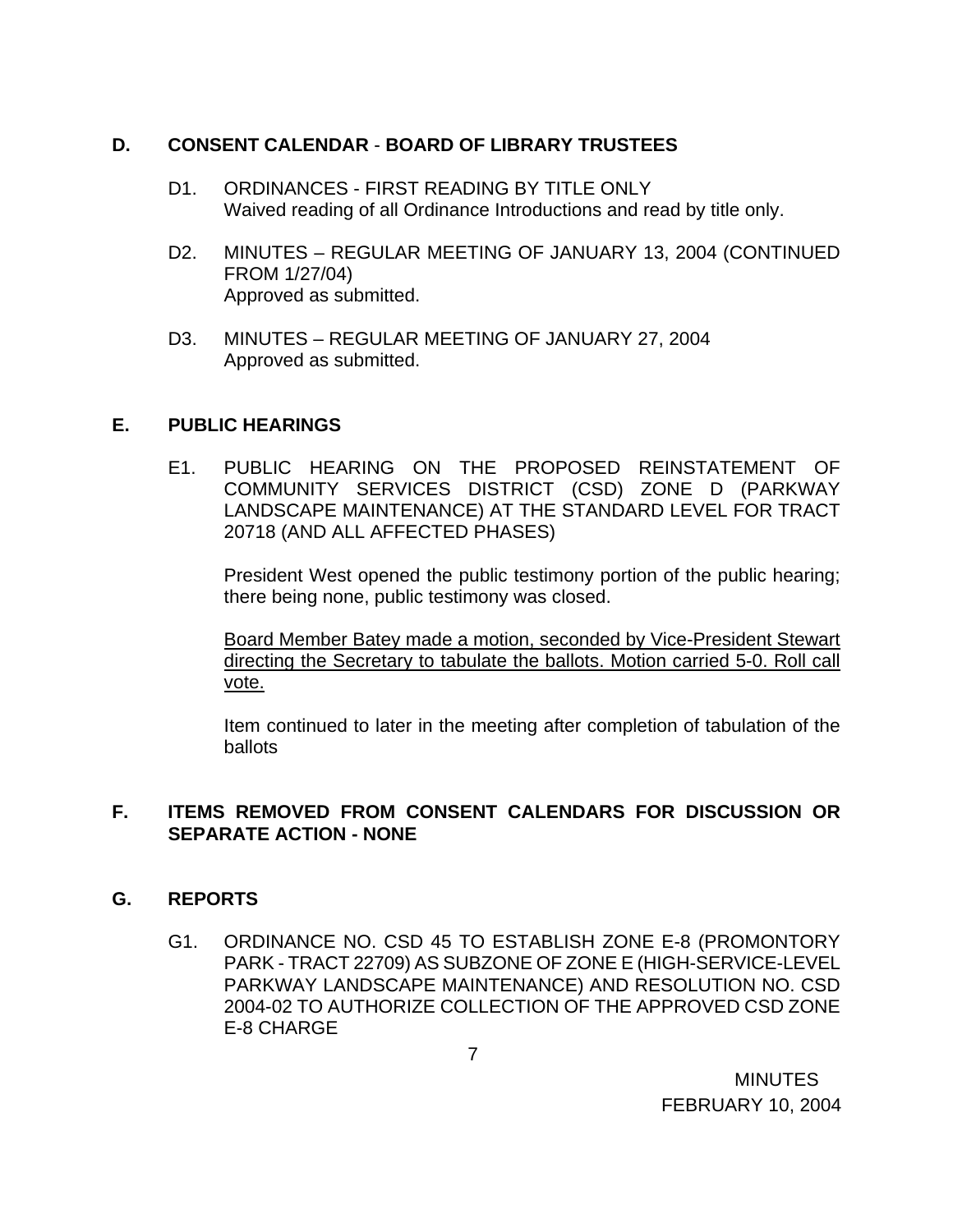## D. CONSENT CALENDAR - BOARD OF LIBRARY TRUSTEES

D1. ORDINANCES - FIRST READING BY TITLE ONLY
Waived reading of all Ordinance Introductions and read by title only.

D2. MINUTES – REGULAR MEETING OF JANUARY 13, 2004 (CONTINUED FROM 1/27/04)
Approved as submitted.

D3. MINUTES – REGULAR MEETING OF JANUARY 27, 2004
Approved as submitted.

## E. PUBLIC HEARINGS

E1. PUBLIC HEARING ON THE PROPOSED REINSTATEMENT OF COMMUNITY SERVICES DISTRICT (CSD) ZONE D (PARKWAY LANDSCAPE MAINTENANCE) AT THE STANDARD LEVEL FOR TRACT 20718 (AND ALL AFFECTED PHASES)

President West opened the public testimony portion of the public hearing; there being none, public testimony was closed.

<u>Board Member Batey made a motion, seconded by Vice-President Stewart directing the Secretary to tabulate the ballots. Motion carried 5-0. Roll call vote.</u>

Item continued to later in the meeting after completion of tabulation of the ballots

## F. ITEMS REMOVED FROM CONSENT CALENDARS FOR DISCUSSION OR SEPARATE ACTION - NONE

## G. REPORTS

G1. ORDINANCE NO. CSD 45 TO ESTABLISH ZONE E-8 (PROMONTORY PARK - TRACT 22709) AS SUBZONE OF ZONE E (HIGH-SERVICE-LEVEL PARKWAY LANDSCAPE MAINTENANCE) AND RESOLUTION NO. CSD 2004-02 TO AUTHORIZE COLLECTION OF THE APPROVED CSD ZONE E-8 CHARGE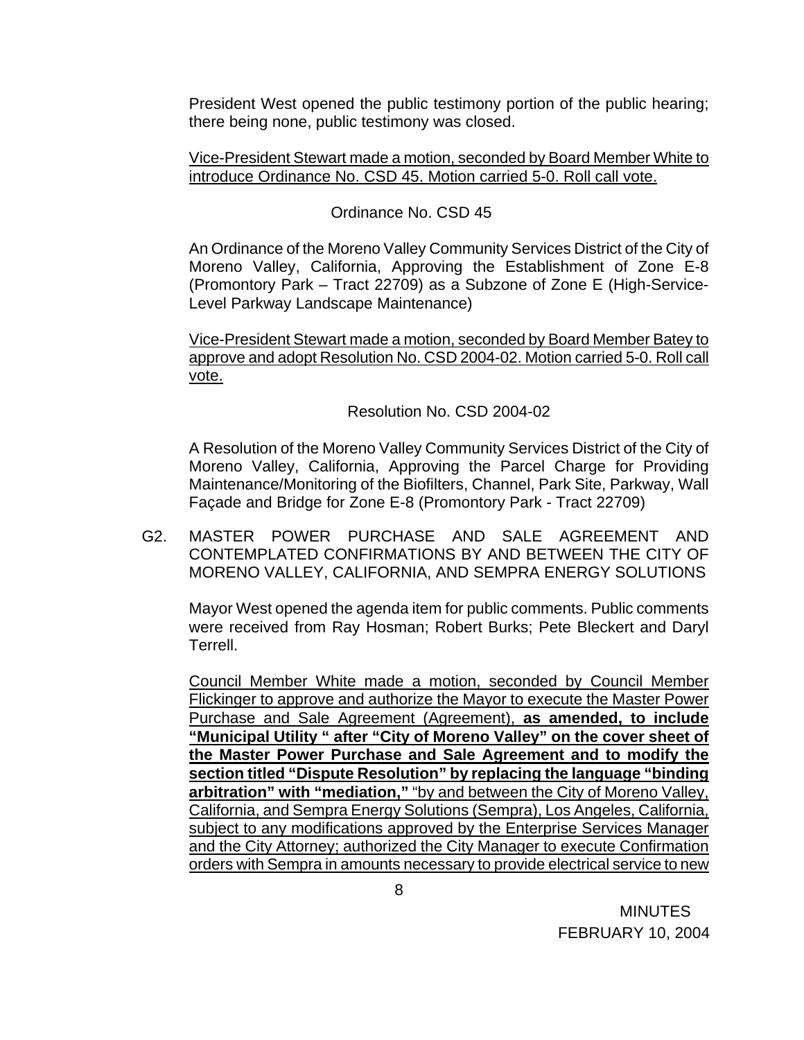President West opened the public testimony portion of the public hearing; there being none, public testimony was closed.

<u>Vice-President Stewart made a motion, seconded by Board Member White to introduce Ordinance No. CSD 45. Motion carried 5-0. Roll call vote.</u>

Ordinance No. CSD 45

An Ordinance of the Moreno Valley Community Services District of the City of Moreno Valley, California, Approving the Establishment of Zone E-8 (Promontory Park – Tract 22709) as a Subzone of Zone E (High-Service-Level Parkway Landscape Maintenance)

<u>Vice-President Stewart made a motion, seconded by Board Member Batey to approve and adopt Resolution No. CSD 2004-02. Motion carried 5-0. Roll call vote.</u>

Resolution No. CSD 2004-02

A Resolution of the Moreno Valley Community Services District of the City of Moreno Valley, California, Approving the Parcel Charge for Providing Maintenance/Monitoring of the Biofilters, Channel, Park Site, Parkway, Wall Façade and Bridge for Zone E-8 (Promontory Park - Tract 22709)

G2. MASTER POWER PURCHASE AND SALE AGREEMENT AND CONTEMPLATED CONFIRMATIONS BY AND BETWEEN THE CITY OF MORENO VALLEY, CALIFORNIA, AND SEMPRA ENERGY SOLUTIONS

Mayor West opened the agenda item for public comments. Public comments were received from Ray Hosman; Robert Burks; Pete Bleckert and Daryl Terrell.

<u>Council Member White made a motion, seconded by Council Member Flickinger to approve and authorize the Mayor to execute the Master Power Purchase and Sale Agreement (Agreement), **as amended, to include "Municipal Utility " after "City of Moreno Valley" on the cover sheet of the Master Power Purchase and Sale Agreement and to modify the section titled "Dispute Resolution" by replacing the language "binding arbitration" with "mediation,"** "by and between the City of Moreno Valley, California, and Sempra Energy Solutions (Sempra), Los Angeles, California, subject to any modifications approved by the Enterprise Services Manager and the City Attorney; authorized the City Manager to execute Confirmation orders with Sempra in amounts necessary to provide electrical service to new</u>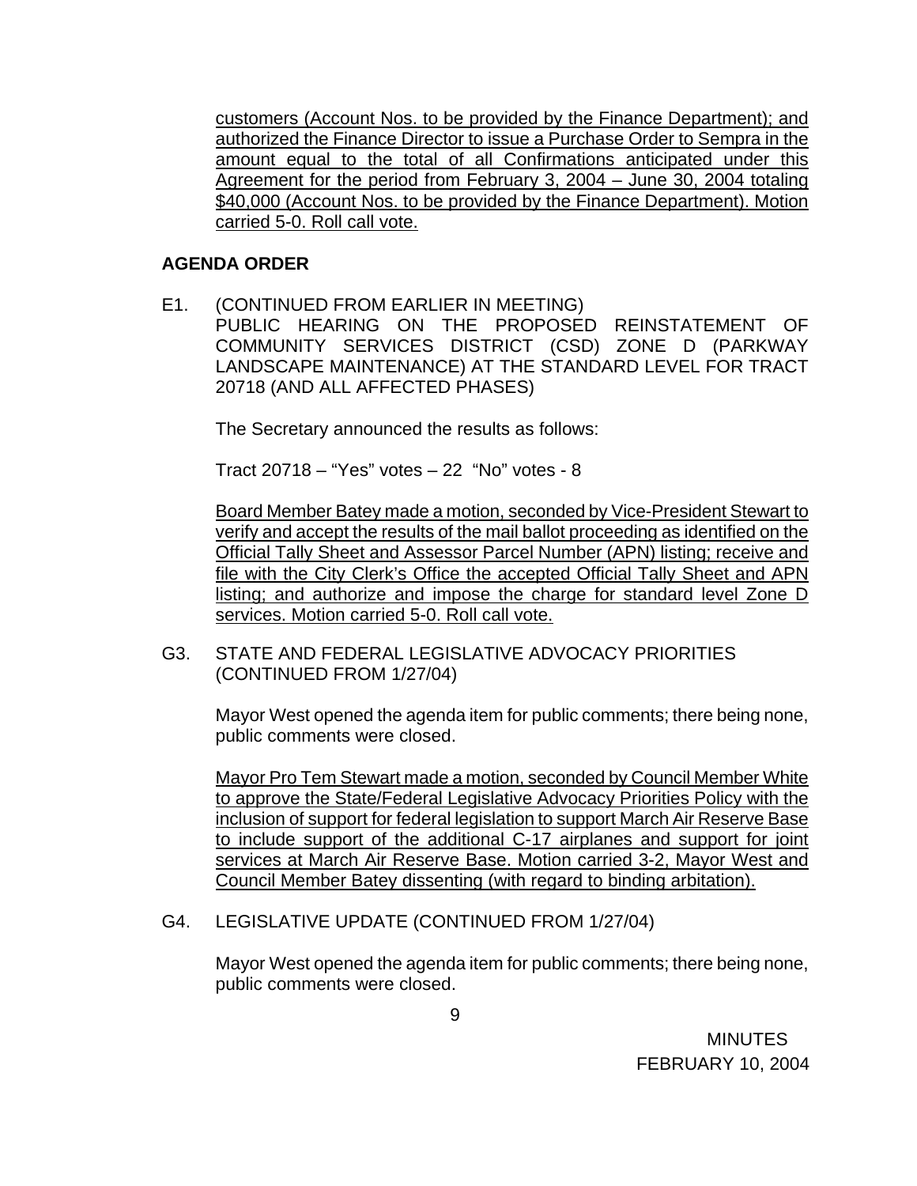customers (Account Nos. to be provided by the Finance Department); and authorized the Finance Director to issue a Purchase Order to Sempra in the amount equal to the total of all Confirmations anticipated under this Agreement for the period from February 3, 2004 – June 30, 2004 totaling $40,000 (Account Nos. to be provided by the Finance Department). Motion carried 5-0. Roll call vote.

**AGENDA ORDER**

E1. (CONTINUED FROM EARLIER IN MEETING)
PUBLIC HEARING ON THE PROPOSED REINSTATEMENT OF COMMUNITY SERVICES DISTRICT (CSD) ZONE D (PARKWAY LANDSCAPE MAINTENANCE) AT THE STANDARD LEVEL FOR TRACT 20718 (AND ALL AFFECTED PHASES)

The Secretary announced the results as follows:

Tract 20718 – "Yes" votes – 22 "No" votes - 8

Board Member Batey made a motion, seconded by Vice-President Stewart to verify and accept the results of the mail ballot proceeding as identified on the Official Tally Sheet and Assessor Parcel Number (APN) listing; receive and file with the City Clerk's Office the accepted Official Tally Sheet and APN listing; and authorize and impose the charge for standard level Zone D services. Motion carried 5-0. Roll call vote.

G3. STATE AND FEDERAL LEGISLATIVE ADVOCACY PRIORITIES (CONTINUED FROM 1/27/04)

Mayor West opened the agenda item for public comments; there being none, public comments were closed.

Mayor Pro Tem Stewart made a motion, seconded by Council Member White to approve the State/Federal Legislative Advocacy Priorities Policy with the inclusion of support for federal legislation to support March Air Reserve Base to include support of the additional C-17 airplanes and support for joint services at March Air Reserve Base. Motion carried 3-2, Mayor West and Council Member Batey dissenting (with regard to binding arbitation).

G4. LEGISLATIVE UPDATE (CONTINUED FROM 1/27/04)

Mayor West opened the agenda item for public comments; there being none, public comments were closed.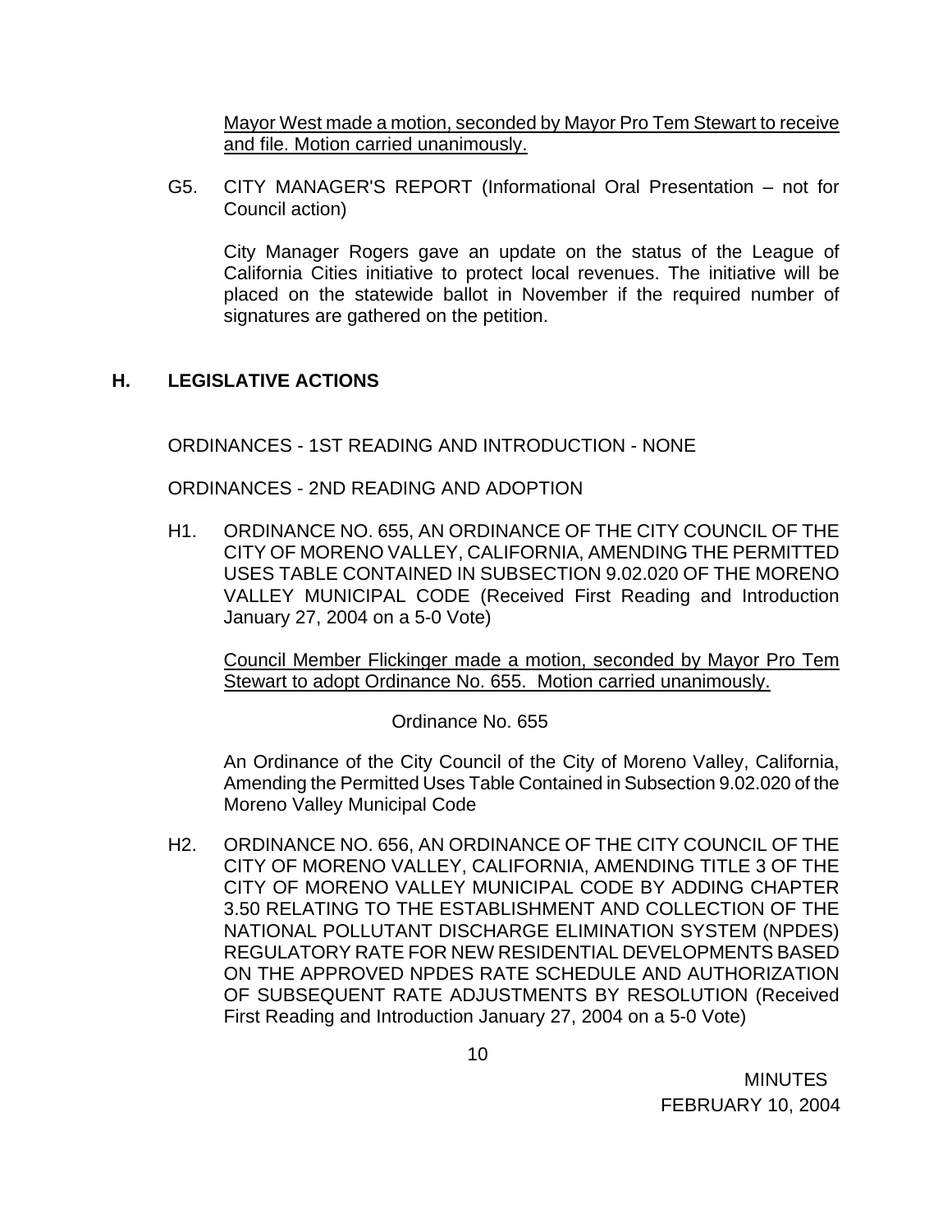Mayor West made a motion, seconded by Mayor Pro Tem Stewart to receive and file. Motion carried unanimously.

G5. CITY MANAGER'S REPORT (Informational Oral Presentation – not for Council action)

City Manager Rogers gave an update on the status of the League of California Cities initiative to protect local revenues. The initiative will be placed on the statewide ballot in November if the required number of signatures are gathered on the petition.

## H. LEGISLATIVE ACTIONS

ORDINANCES - 1ST READING AND INTRODUCTION - NONE

ORDINANCES - 2ND READING AND ADOPTION

H1. ORDINANCE NO. 655, AN ORDINANCE OF THE CITY COUNCIL OF THE CITY OF MORENO VALLEY, CALIFORNIA, AMENDING THE PERMITTED USES TABLE CONTAINED IN SUBSECTION 9.02.020 OF THE MORENO VALLEY MUNICIPAL CODE (Received First Reading and Introduction January 27, 2004 on a 5-0 Vote)

Council Member Flickinger made a motion, seconded by Mayor Pro Tem Stewart to adopt Ordinance No. 655. Motion carried unanimously.

Ordinance No. 655

An Ordinance of the City Council of the City of Moreno Valley, California, Amending the Permitted Uses Table Contained in Subsection 9.02.020 of the Moreno Valley Municipal Code

H2. ORDINANCE NO. 656, AN ORDINANCE OF THE CITY COUNCIL OF THE CITY OF MORENO VALLEY, CALIFORNIA, AMENDING TITLE 3 OF THE CITY OF MORENO VALLEY MUNICIPAL CODE BY ADDING CHAPTER 3.50 RELATING TO THE ESTABLISHMENT AND COLLECTION OF THE NATIONAL POLLUTANT DISCHARGE ELIMINATION SYSTEM (NPDES) REGULATORY RATE FOR NEW RESIDENTIAL DEVELOPMENTS BASED ON THE APPROVED NPDES RATE SCHEDULE AND AUTHORIZATION OF SUBSEQUENT RATE ADJUSTMENTS BY RESOLUTION (Received First Reading and Introduction January 27, 2004 on a 5-0 Vote)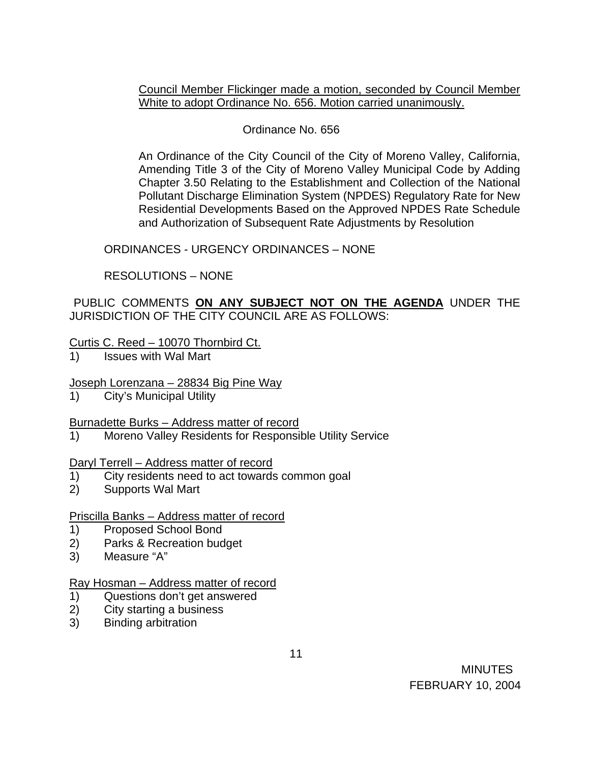Council Member Flickinger made a motion, seconded by Council Member White to adopt Ordinance No. 656. Motion carried unanimously.

Ordinance No. 656

An Ordinance of the City Council of the City of Moreno Valley, California, Amending Title 3 of the City of Moreno Valley Municipal Code by Adding Chapter 3.50 Relating to the Establishment and Collection of the National Pollutant Discharge Elimination System (NPDES) Regulatory Rate for New Residential Developments Based on the Approved NPDES Rate Schedule and Authorization of Subsequent Rate Adjustments by Resolution

ORDINANCES - URGENCY ORDINANCES – NONE

RESOLUTIONS – NONE

PUBLIC COMMENTS **ON ANY SUBJECT NOT ON THE AGENDA** UNDER THE JURISDICTION OF THE CITY COUNCIL ARE AS FOLLOWS:

Curtis C. Reed – 10070 Thornbird Ct.

1) Issues with Wal Mart

Joseph Lorenzana – 28834 Big Pine Way

1) City's Municipal Utility

Burnadette Burks – Address matter of record

1) Moreno Valley Residents for Responsible Utility Service

Daryl Terrell – Address matter of record

1) City residents need to act towards common goal
2) Supports Wal Mart

Priscilla Banks – Address matter of record

1) Proposed School Bond
2) Parks & Recreation budget
3) Measure "A"

Ray Hosman – Address matter of record

1) Questions don't get answered
2) City starting a business
3) Binding arbitration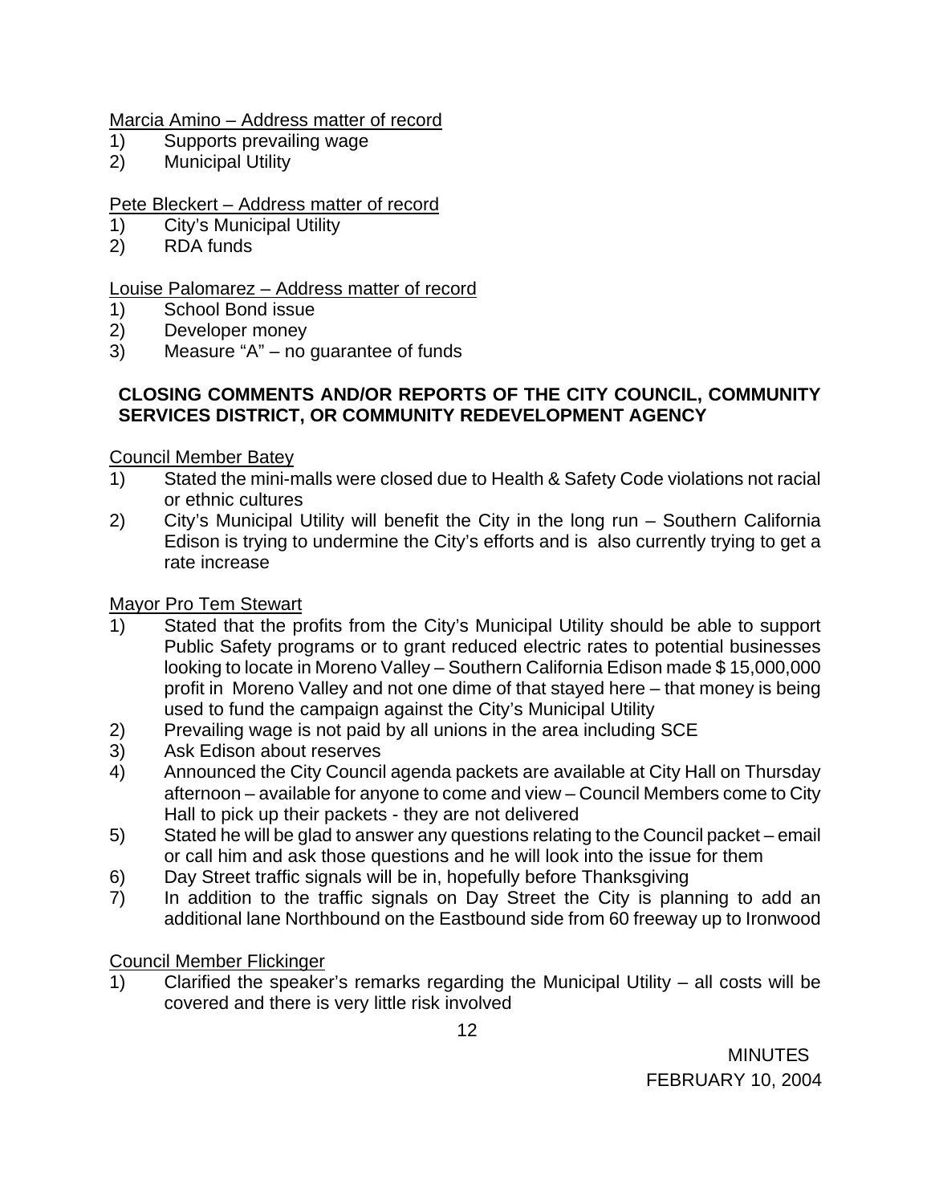Marcia Amino – Address matter of record

1) Supports prevailing wage
2) Municipal Utility

Pete Bleckert – Address matter of record

1) City's Municipal Utility
2) RDA funds

Louise Palomarez – Address matter of record

1) School Bond issue
2) Developer money
3) Measure "A" – no guarantee of funds

**CLOSING COMMENTS AND/OR REPORTS OF THE CITY COUNCIL, COMMUNITY SERVICES DISTRICT, OR COMMUNITY REDEVELOPMENT AGENCY**

Council Member Batey

1) Stated the mini-malls were closed due to Health & Safety Code violations not racial or ethnic cultures
2) City's Municipal Utility will benefit the City in the long run – Southern California Edison is trying to undermine the City's efforts and is also currently trying to get a rate increase

Mayor Pro Tem Stewart

1) Stated that the profits from the City's Municipal Utility should be able to support Public Safety programs or to grant reduced electric rates to potential businesses looking to locate in Moreno Valley – Southern California Edison made $ 15,000,000 profit in Moreno Valley and not one dime of that stayed here – that money is being used to fund the campaign against the City's Municipal Utility
2) Prevailing wage is not paid by all unions in the area including SCE
3) Ask Edison about reserves
4) Announced the City Council agenda packets are available at City Hall on Thursday afternoon – available for anyone to come and view – Council Members come to City Hall to pick up their packets - they are not delivered
5) Stated he will be glad to answer any questions relating to the Council packet – email or call him and ask those questions and he will look into the issue for them
6) Day Street traffic signals will be in, hopefully before Thanksgiving
7) In addition to the traffic signals on Day Street the City is planning to add an additional lane Northbound on the Eastbound side from 60 freeway up to Ironwood

Council Member Flickinger

1) Clarified the speaker's remarks regarding the Municipal Utility – all costs will be covered and there is very little risk involved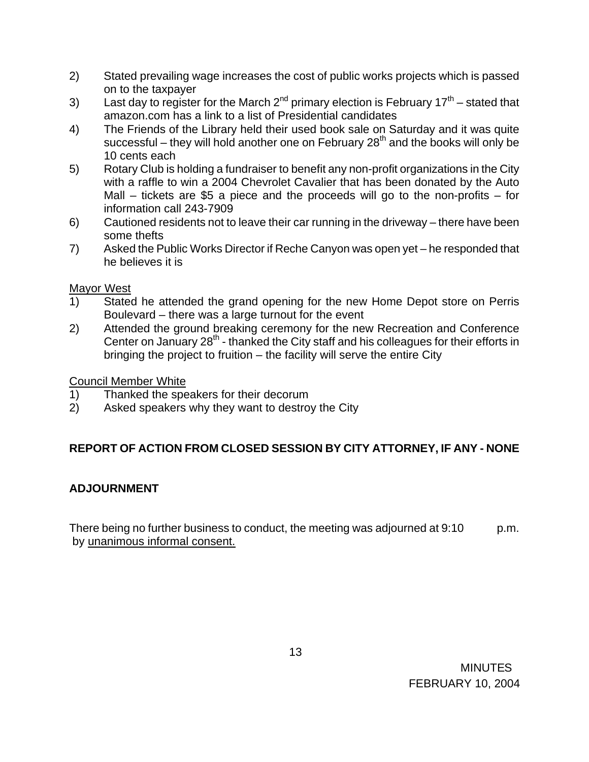2) Stated prevailing wage increases the cost of public works projects which is passed on to the taxpayer
3) Last day to register for the March 2nd primary election is February 17th – stated that amazon.com has a link to a list of Presidential candidates
4) The Friends of the Library held their used book sale on Saturday and it was quite successful – they will hold another one on February 28th and the books will only be 10 cents each
5) Rotary Club is holding a fundraiser to benefit any non-profit organizations in the City with a raffle to win a 2004 Chevrolet Cavalier that has been donated by the Auto Mall – tickets are $5 a piece and the proceeds will go to the non-profits – for information call 243-7909
6) Cautioned residents not to leave their car running in the driveway – there have been some thefts
7) Asked the Public Works Director if Reche Canyon was open yet – he responded that he believes it is

Mayor West

1) Stated he attended the grand opening for the new Home Depot store on Perris Boulevard – there was a large turnout for the event
2) Attended the ground breaking ceremony for the new Recreation and Conference Center on January 28th - thanked the City staff and his colleagues for their efforts in bringing the project to fruition – the facility will serve the entire City

Council Member White

1) Thanked the speakers for their decorum
2) Asked speakers why they want to destroy the City

**REPORT OF ACTION FROM CLOSED SESSION BY CITY ATTORNEY, IF ANY - NONE**

**ADJOURNMENT**

There being no further business to conduct, the meeting was adjourned at 9:10 p.m. by unanimous informal consent.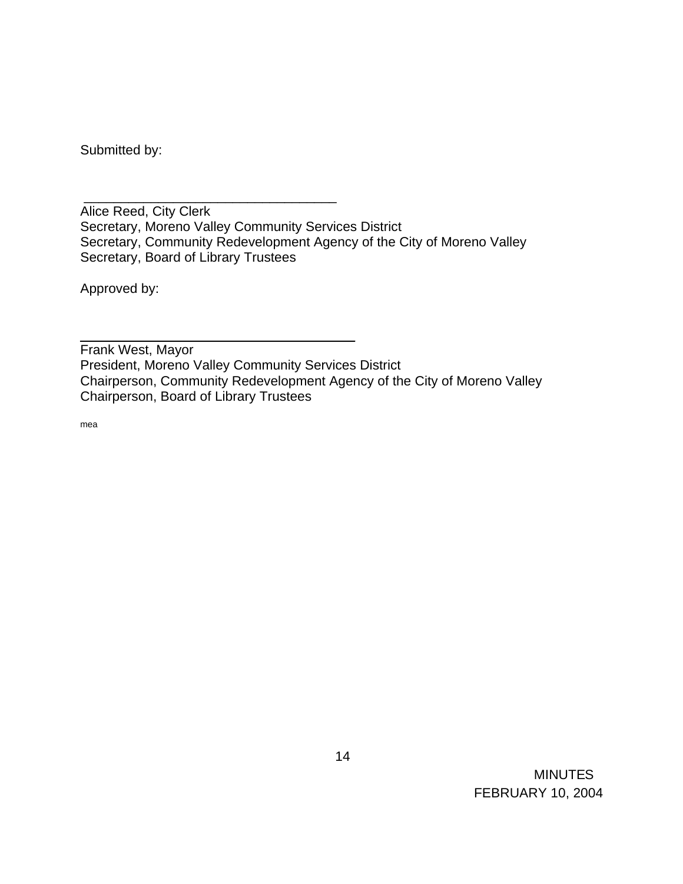Submitted by:

\_\_\_\_\_\_\_\_\_\_\_\_\_\_\_\_\_\_\_\_\_\_\_\_\_\_\_\_\_\_\_\_\_\_\_

Alice Reed, City Clerk
Secretary, Moreno Valley Community Services District
Secretary, Community Redevelopment Agency of the City of Moreno Valley
Secretary, Board of Library Trustees

Approved by:

\_\_\_\_\_\_\_\_\_\_\_\_\_\_\_\_\_\_\_\_\_\_\_\_\_\_\_\_\_\_\_\_\_\_\_

Frank West, Mayor
President, Moreno Valley Community Services District
Chairperson, Community Redevelopment Agency of the City of Moreno Valley
Chairperson, Board of Library Trustees

mea